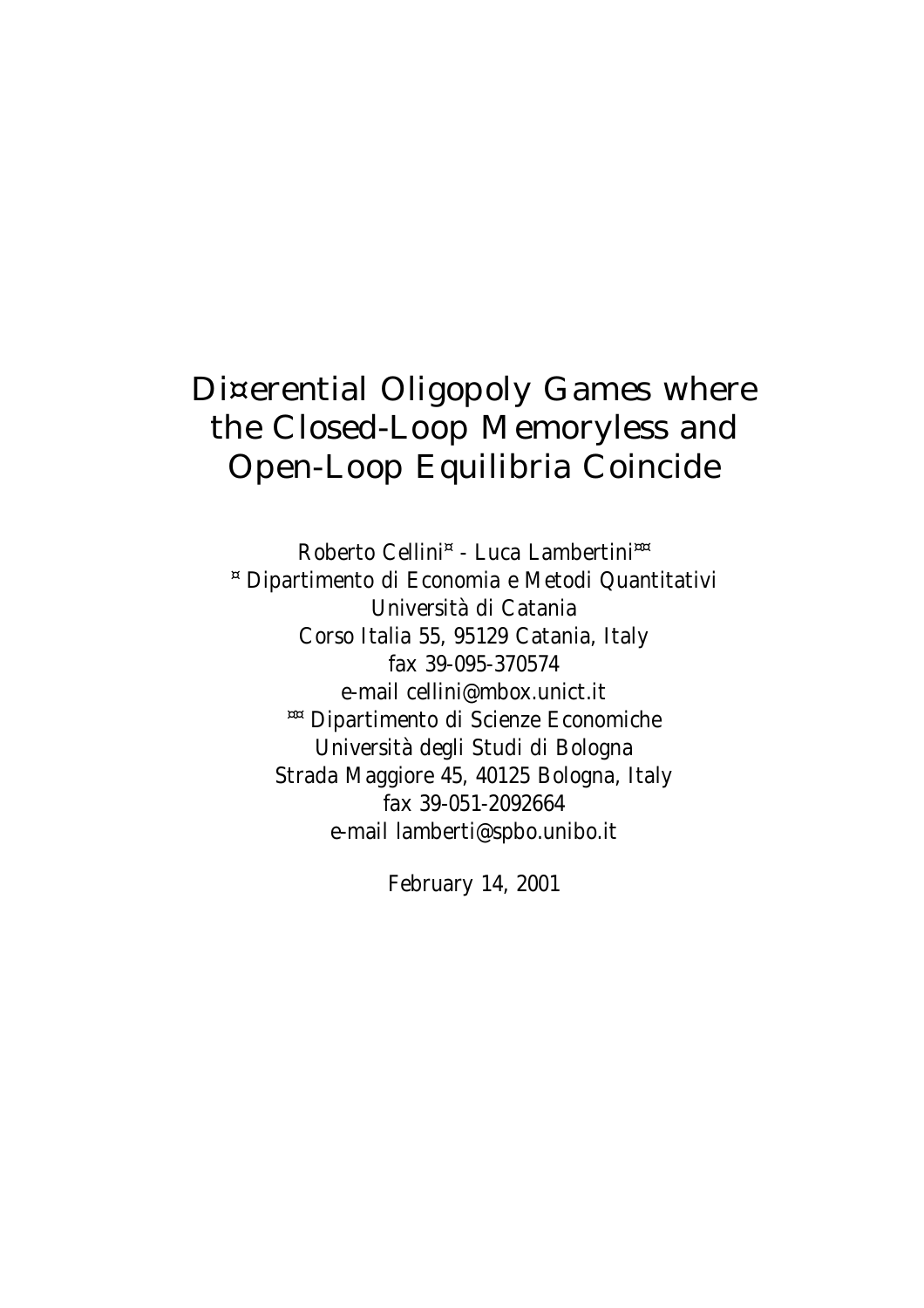# Differential Oligopoly Games where the Closed-Loop Memoryless and Open-Loop Equilibria Coincide

Roberto Cellini[*] - Luca Lambertini[**]

[*] Dipartimento di Economia e Metodi Quantitativi  
Università di Catania  
Corso Italia 55, 95129 Catania, Italy  
fax 39-095-370574  
e-mail cellini@mbox.unict.it

[**] Dipartimento di Scienze Economiche  
Università degli Studi di Bologna  
Strada Maggiore 45, 40125 Bologna, Italy  
fax 39-051-2092664  
e-mail lamberti@spbo.unibo.it

February 14, 2001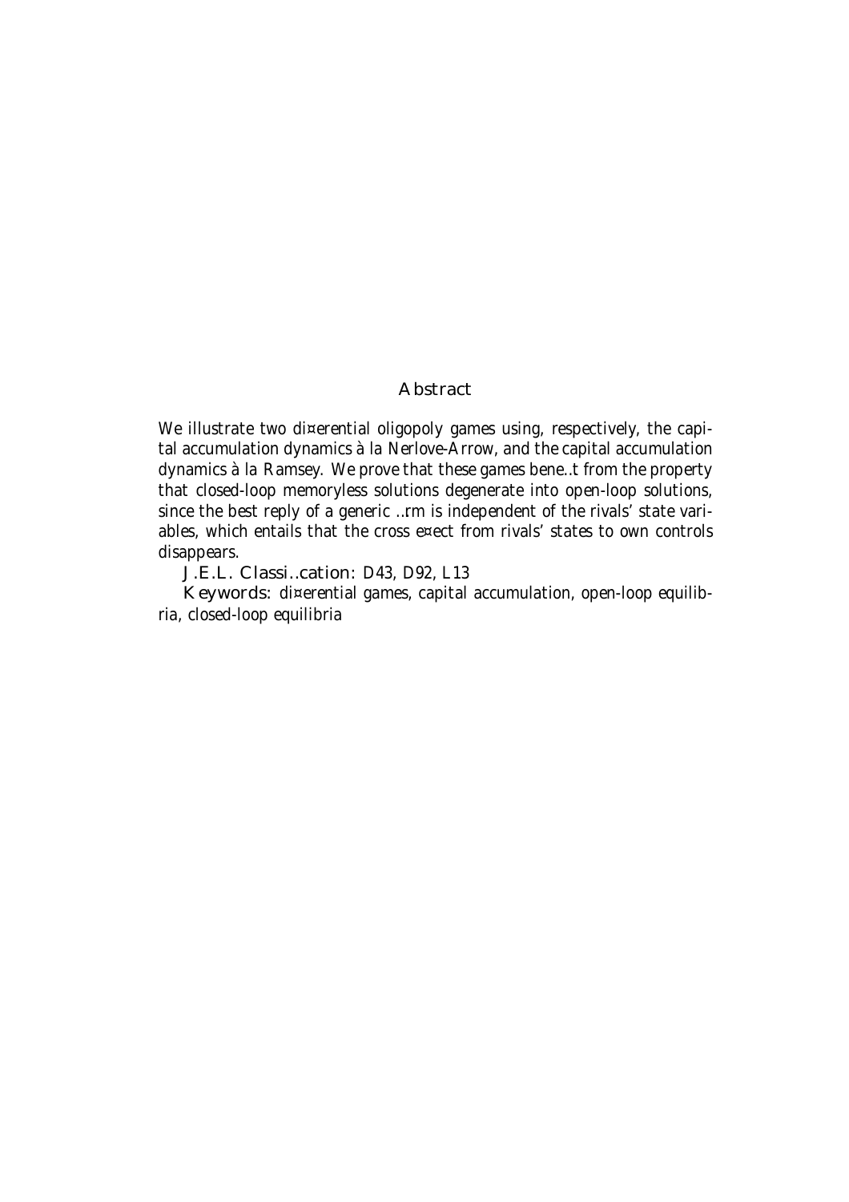## Abstract

We illustrate two di¤erential oligopoly games using, respectively, the capital accumulation dynamics à la Nerlove-Arrow, and the capital accumulation dynamics à la Ramsey. We prove that these games bene..t from the property that closed-loop memoryless solutions degenerate into open-loop solutions, since the best reply of a generic ..rm is independent of the rivals' state variables, which entails that the cross e¤ect from rivals' states to own controls disappears.

**J.E.L. Classi..cation:** D43, D92, L13

**Keywords:** di¤erential games, capital accumulation, open-loop equilibria, closed-loop equilibria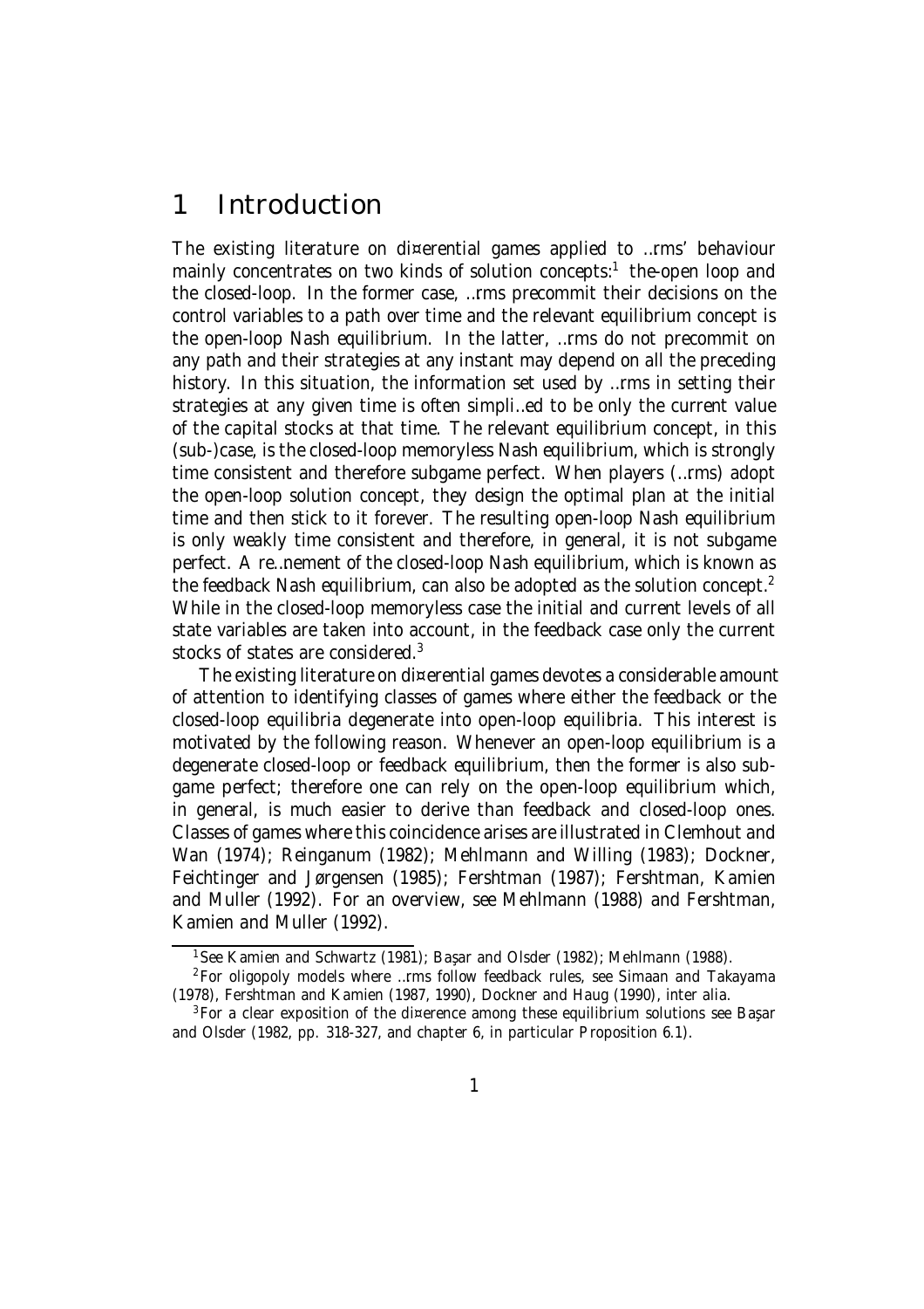# 1 Introduction

The existing literature on differential games applied to firms' behaviour mainly concentrates on two kinds of solution concepts:[1] the-open loop and the closed-loop. In the former case, firms precommit their decisions on the control variables to a path over time and the relevant equilibrium concept is the open-loop Nash equilibrium. In the latter, firms do not precommit on any path and their strategies at any instant may depend on all the preceding history. In this situation, the information set used by firms in setting their strategies at any given time is often simplified to be only the current value of the capital stocks at that time. The relevant equilibrium concept, in this (sub-)case, is the closed-loop memoryless Nash equilibrium, which is strongly time consistent and therefore subgame perfect. When players (firms) adopt the open-loop solution concept, they design the optimal plan at the initial time and then stick to it forever. The resulting open-loop Nash equilibrium is only weakly time consistent and therefore, in general, it is not subgame perfect. A refinement of the closed-loop Nash equilibrium, which is known as the feedback Nash equilibrium, can also be adopted as the solution concept.[2] While in the closed-loop memoryless case the initial and current levels of all state variables are taken into account, in the feedback case only the current stocks of states are considered.[3]

The existing literature on differential games devotes a considerable amount of attention to identifying classes of games where either the feedback or the closed-loop equilibria degenerate into open-loop equilibria. This interest is motivated by the following reason. Whenever an open-loop equilibrium is a degenerate closed-loop or feedback equilibrium, then the former is also subgame perfect; therefore one can rely on the open-loop equilibrium which, in general, is much easier to derive than feedback and closed-loop ones. Classes of games where this coincidence arises are illustrated in Clemhout and Wan (1974); Reinganum (1982); Mehlmann and Willing (1983); Dockner, Feichtinger and Jørgensen (1985); Fershtman (1987); Fershtman, Kamien and Muller (1992). For an overview, see Mehlmann (1988) and Fershtman, Kamien and Muller (1992).

[1] See Kamien and Schwartz (1981); Başar and Olsder (1982); Mehlmann (1988).

[2] For oligopoly models where firms follow feedback rules, see Simaan and Takayama (1978), Fershtman and Kamien (1987, 1990), Dockner and Haug (1990), inter alia.

[3] For a clear exposition of the difference among these equilibrium solutions see Başar and Olsder (1982, pp. 318-327, and chapter 6, in particular Proposition 6.1).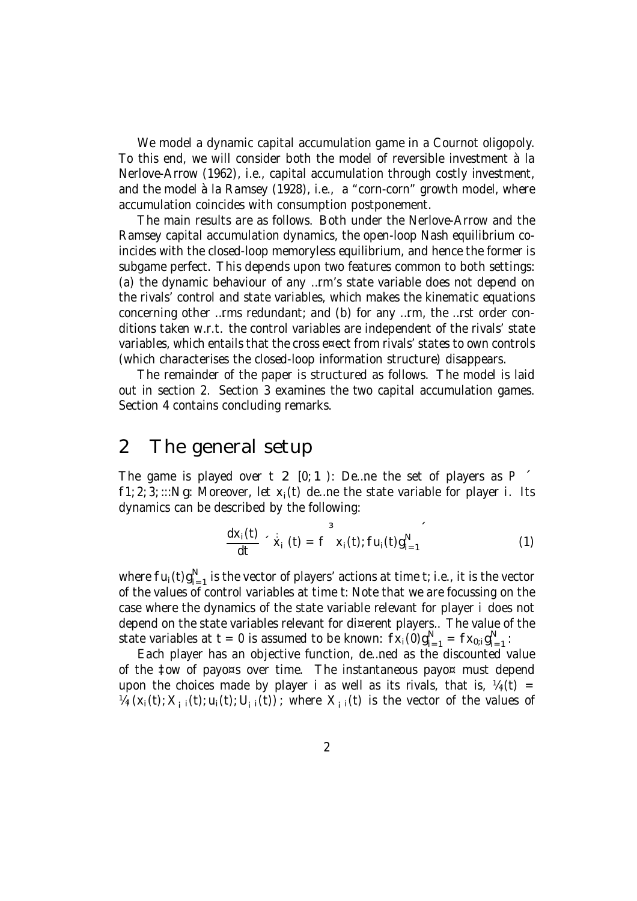We model a dynamic capital accumulation game in a Cournot oligopoly. To this end, we will consider both the model of reversible investment à la Nerlove-Arrow (1962), i.e., capital accumulation through costly investment, and the model à la Ramsey (1928), i.e., a "corn-corn" growth model, where accumulation coincides with consumption postponement.

The main results are as follows. Both under the Nerlove-Arrow and the Ramsey capital accumulation dynamics, the open-loop Nash equilibrium coincides with the closed-loop memoryless equilibrium, and hence the former is subgame perfect. This depends upon two features common to both settings: (a) the dynamic behaviour of any firm's state variable does not depend on the rivals' control and state variables, which makes the kinematic equations concerning other firms redundant; and (b) for any firm, the first order conditions taken w.r.t. the control variables are independent of the rivals' state variables, which entails that the cross effect from rivals' states to own controls (which characterises the closed-loop information structure) disappears.

The remainder of the paper is structured as follows. The model is laid out in section 2. Section 3 examines the two capital accumulation games. Section 4 contains concluding remarks.

## 2 The general setup

The game is played over $t \in [0, \infty)$. Define the set of players as $P \equiv \{1, 2, 3, ...N\}$. Moreover, let $x_i(t)$ define the state variable for player $i$. Its dynamics can be described by the following:

$$\frac{dx_i(t)}{dt} \equiv \dot{x}_i(t) = f\left(x_i(t); \{u_i(t)\}_{i=1}^{N}\right) \tag{1}$$

where $\{u_i(t)\}_{i=1}^{N}$ is the vector of players' actions at time $t$; i.e., it is the vector of the values of control variables at time $t$. Note that we are focussing on the case where the dynamics of the state variable relevant for player $i$ does not depend on the state variables relevant for different players.. The value of the state variables at $t = 0$ is assumed to be known: $\{x_i(0)\}_{i=1}^{N} = \{x_{0,i}\}_{i=1}^{N}$.

Each player has an objective function, defined as the discounted value of the flow of payoffs over time. The instantaneous payoff must depend upon the choices made by player $i$ as well as its rivals, that is, $\pi_i(t) = \pi_i(x_i(t); X_{-i}(t); u_i(t); U_{-i}(t))$; where $X_{-i}(t)$ is the vector of the values of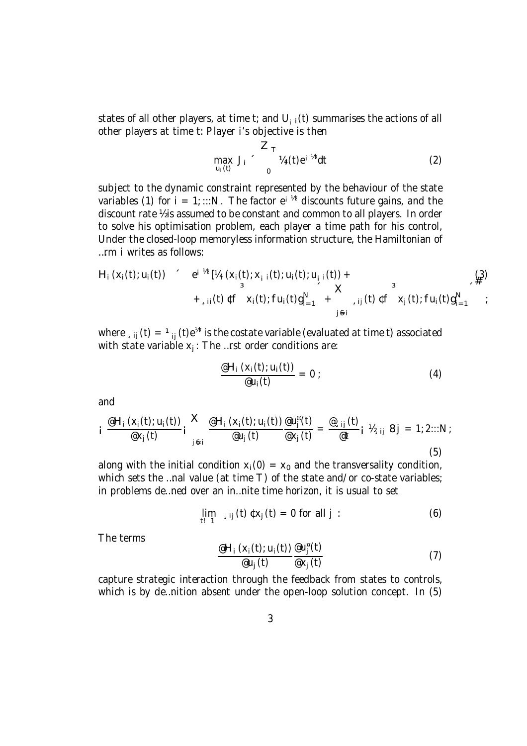states of all other players, at time $t$; and $U_{-i}(t)$ summarises the actions of all other players at time $t$. Player $i$'s objective is then

$$\max_{u_i(t)} J_i \equiv \int_0^T \pi_i(t) e^{-\rho t} dt \tag{2}$$

subject to the dynamic constraint represented by the behaviour of the state variables (1) for $i = 1, ...N$. The factor $e^{-\rho t}$ discounts future gains, and the discount rate $\rho$ is assumed to be constant and common to all players. In order to solve his optimisation problem, each player a time path for his control, Under the closed-loop memoryless information structure, the Hamiltonian of firm $i$ writes as follows:

$$\begin{aligned} H_i(x_i(t), u_i(t)) \equiv\ & e^{-\rho t}\Big[\pi_i(x_i(t), x_{-i}(t), u_i(t), u_{-i}(t)) + \\ & + \lambda_{ii}(t) \cdot f\left(x_i(t), \{u_i(t)\}_{i=1}^N\right) + \sum_{j \neq i} \lambda_{ij}(t) \cdot f\left(x_j(t), \{u_i(t)\}_{i=1}^N\right)\Big], \end{aligned} \tag{3}$$

where $\lambda_{ij}(t) = \mu_{ij}(t)e^{\rho t}$ is the costate variable (evaluated at time $t$) associated with state variable $x_j$. The first order conditions are:

$$\frac{\partial H_i(x_i(t), u_i(t))}{\partial u_i(t)} = 0\,; \tag{4}$$

and

$$-\frac{\partial H_i(x_i(t), u_i(t))}{\partial x_j(t)} - \sum_{j \neq i} \frac{\partial H_i(x_i(t), u_i(t))}{\partial u_j(t)} \frac{\partial u_j^*(t)}{\partial x_j(t)} = \frac{\partial \lambda_{ij}(t)}{\partial t} - \rho\lambda_{ij} \;\; \forall j = 1, 2...N\,; \tag{5}$$

along with the initial condition $x_i(0) = x_0$ and the transversality condition, which sets the final value (at time $T$) of the state and/or co-state variables; in problems defined over an infinite time horizon, it is usual to set

$$\lim_{t \to \infty} \mu_{ij}(t) \cdot x_j(t) = 0 \text{ for all } j\,. \tag{6}$$

The terms

$$\frac{\partial H_i(x_i(t), u_i(t))}{\partial u_j(t)} \frac{\partial u_j^*(t)}{\partial x_j(t)} \tag{7}$$

capture strategic interaction through the feedback from states to controls, which is by definition absent under the open-loop solution concept. In (5)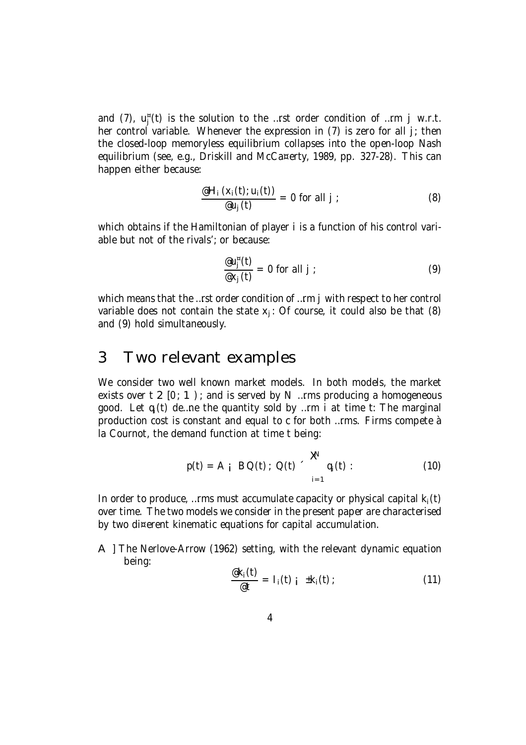and (7), $u_j^*(t)$ is the solution to the first order condition of firm $j$ w.r.t. her control variable. Whenever the expression in (7) is zero for all $j$; then the closed-loop memoryless equilibrium collapses into the open-loop Nash equilibrium (see, e.g., Driskill and McCafferty, 1989, pp. 327-28). This can happen either because:

$$\frac{\partial H_i\left(x_i(t); u_i(t)\right)}{\partial u_j(t)} = 0 \text{ for all } j; \tag{8}$$

which obtains if the Hamiltonian of player $i$ is a function of his control variable but not of the rivals'; or because:

$$\frac{\partial u_j^*(t)}{\partial x_j(t)} = 0 \text{ for all } j; \tag{9}$$

which means that the first order condition of firm $j$ with respect to her control variable does not contain the state $x_j$: Of course, it could also be that (8) and (9) hold simultaneously.

# 3 Two relevant examples

We consider two well known market models. In both models, the market exists over $t \in [0; \infty)$; and is served by $N$ firms producing a homogeneous good. Let $q_i(t)$ define the quantity sold by firm $i$ at time $t$: The marginal production cost is constant and equal to $c$ for both firms. Firms compete à la Cournot, the demand function at time $t$ being:

$$p(t) = A - BQ(t);\ Q(t) \equiv \sum_{i=1}^{N} q_i(t): \tag{10}$$

In order to produce, firms must accumulate capacity or physical capital $k_i(t)$ over time. The two models we consider in the present paper are characterised by two different kinematic equations for capital accumulation.

A ] The Nerlove-Arrow (1962) setting, with the relevant dynamic equation being:

$$\frac{\partial k_i(t)}{\partial t} = I_i(t) - \delta k_i(t); \tag{11}$$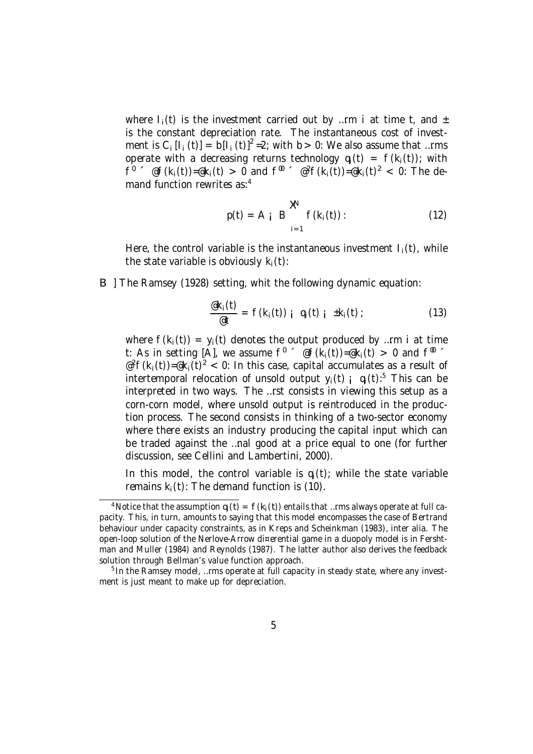where $I_i(t)$ is the investment carried out by firm $i$ at time $t$, and $\delta$ is the constant depreciation rate. The instantaneous cost of investment is $C_i[I_i(t)] = b[I_i(t)]^2/2$, with $b > 0$. We also assume that firms operate with a decreasing returns technology $q_i(t) = f(k_i(t))$, with $f' \equiv \partial f(k_i(t))/\partial k_i(t) > 0$ and $f'' \equiv \partial^2 f(k_i(t))/\partial k_i(t)^2 < 0$. The demand function rewrites as:[4]

$$p(t) = A - B\sum_{i=1}^{N} f(k_i(t)). \tag{12}$$

Here, the control variable is the instantaneous investment $I_i(t)$, while the state variable is obviously $k_i(t)$.

B ] The Ramsey (1928) setting, whit the following dynamic equation:

$$\frac{\partial k_i(t)}{\partial t} = f(k_i(t)) - q_i(t) - \delta k_i(t); \tag{13}$$

where $f(k_i(t)) = y_i(t)$ denotes the output produced by firm $i$ at time $t$. As in setting [A], we assume $f' \equiv \partial f(k_i(t))/\partial k_i(t) > 0$ and $f'' \equiv \partial^2 f(k_i(t))/\partial k_i(t)^2 < 0$. In this case, capital accumulates as a result of intertemporal relocation of unsold output $y_i(t) - q_i(t)$.[5] This can be interpreted in two ways. The first consists in viewing this setup as a corn-corn model, where unsold output is reintroduced in the production process. The second consists in thinking of a two-sector economy where there exists an industry producing the capital input which can be traded against the final good at a price equal to one (for further discussion, see Cellini and Lambertini, 2000).

In this model, the control variable is $q_i(t)$, while the state variable remains $k_i(t)$. The demand function is (10).

---

[4] Notice that the assumption $q_i(t) = f(k_i(t))$ entails that firms always operate at full capacity. This, in turn, amounts to saying that this model encompasses the case of Bertrand behaviour under capacity constraints, as in Kreps and Scheinkman (1983), inter alia. The open-loop solution of the Nerlove-Arrow differential game in a duopoly model is in Fershtman and Muller (1984) and Reynolds (1987). The latter author also derives the feedback solution through Bellman's value function approach.

[5] In the Ramsey model, firms operate at full capacity in steady state, where any investment is just meant to make up for depreciation.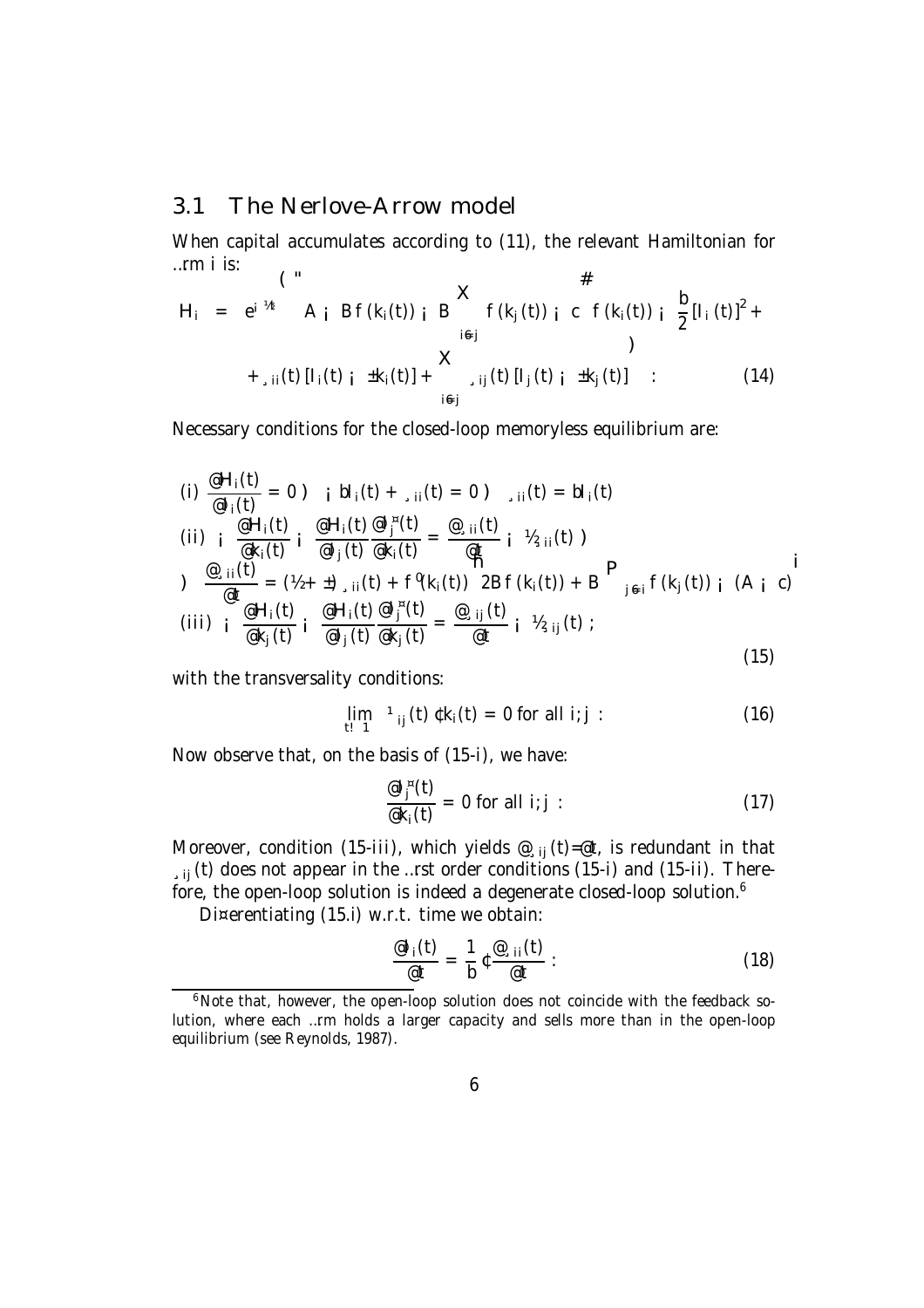## 3.1 The Nerlove-Arrow model

When capital accumulates according to (11), the relevant Hamiltonian for firm $i$ is:

$$
\begin{aligned}
\mathcal{H}_i &= e^{-\rho t}\left\{\left[A - Bf(k_i(t)) - B\sum_{i\neq j} f(k_j(t)) - c\right] f(k_i(t)) - \frac{b}{2}\left[I_i(t)\right]^2 + \right. \\
&\left. + \lambda_{ii}(t)\left[I_i(t) - \delta k_i(t)\right] + \sum_{i\neq j}\lambda_{ij}(t)\left[I_j(t) - \delta k_j(t)\right]\right\}
\end{aligned} \tag{14}
$$

Necessary conditions for the closed-loop memoryless equilibrium are:

$$
\begin{aligned}
&(i)\ \frac{\partial \mathcal{H}_i(t)}{\partial I_i(t)} = 0 \Rightarrow -bI_i(t) + \lambda_{ii}(t) = 0 \Rightarrow \lambda_{ii}(t) = bI_i(t) \\
&(ii)\ -\frac{\partial \mathcal{H}_i(t)}{\partial k_i(t)} - \frac{\partial \mathcal{H}_i(t)}{\partial I_j(t)}\frac{\partial I_j^*(t)}{\partial k_i(t)} = \frac{\partial \lambda_{ii}(t)}{\partial t} - \rho\lambda_{ii}(t) \Rightarrow \\
&\Rightarrow \frac{\partial \lambda_{ii}(t)}{\partial t} = (\rho + \delta)\lambda_{ii}(t) + f'(k_i(t))\left[2Bf(k_i(t)) + B\sum_{j\neq i} f(k_j(t)) - (A - c)\right] \\
&(iii)\ -\frac{\partial \mathcal{H}_i(t)}{\partial k_j(t)} - \frac{\partial \mathcal{H}_i(t)}{\partial I_j(t)}\frac{\partial I_j^*(t)}{\partial k_j(t)} = \frac{\partial \lambda_{ij}(t)}{\partial t} - \rho\lambda_{ij}(t)\,;
\end{aligned} \tag{15}
$$

with the transversality conditions:

$$
\lim_{t\to\infty} \mu_{ij}(t)\cdot k_i(t) = 0 \text{ for all } i, j\,. \tag{16}
$$

Now observe that, on the basis of (15-i), we have:

$$
\frac{\partial I_j^*(t)}{\partial k_i(t)} = 0 \text{ for all } i, j\,. \tag{17}
$$

Moreover, condition (15-iii), which yields $\partial\lambda_{ij}(t)/\partial t$, is redundant in that $\lambda_{ij}(t)$ does not appear in the first order conditions (15-i) and (15-ii). Therefore, the open-loop solution is indeed a degenerate closed-loop solution.[6]

Differentiating (15.i) w.r.t. time we obtain:

$$
\frac{\partial I_i(t)}{\partial t} = \frac{1}{b}\cdot\frac{\partial \lambda_{ii}(t)}{\partial t}\,. \tag{18}
$$

[6] Note that, however, the open-loop solution does not coincide with the feedback solution, where each firm holds a larger capacity and sells more than in the open-loop equilibrium (see Reynolds, 1987).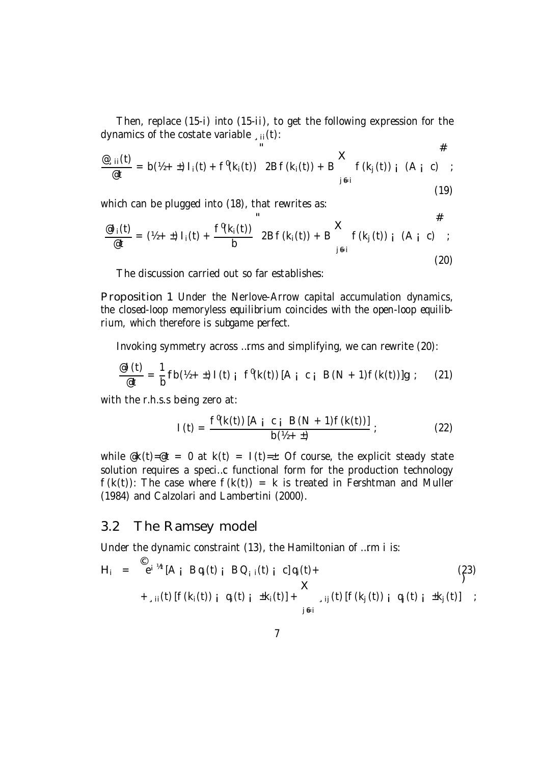Then, replace (15-i) into (15-ii), to get the following expression for the dynamics of the costate variable $\lambda_{ii}(t)$:

$$\frac{\partial \lambda_{ii}(t)}{\partial t} = b(\rho + \delta) I_i(t) + f'(k_i(t)) \left[ 2Bf(k_i(t)) + B \sum_{j \neq i} f(k_j(t)) - (A - c) \right]; \tag{19}$$

which can be plugged into (18), that rewrites as:

$$\frac{\partial I_i(t)}{\partial t} = (\rho + \delta) I_i(t) + \frac{f'(k_i(t))}{b} \left[ 2Bf(k_i(t)) + B \sum_{j \neq i} f(k_j(t)) - (A - c) \right]; \tag{20}$$

The discussion carried out so far establishes:

**Proposition 1** *Under the Nerlove-Arrow capital accumulation dynamics, the closed-loop memoryless equilibrium coincides with the open-loop equilibrium, which therefore is subgame perfect.*

Invoking symmetry across firms and simplifying, we can rewrite (20):

$$\frac{\partial I(t)}{\partial t} = \frac{1}{b} \left\{ b(\rho + \delta) I(t) - f'(k(t)) \left[ A - c - B(N+1) f(k(t)) \right] \right\}; \tag{21}$$

with the r.h.s.s being zero at:

$$I(t) = \frac{f'(k(t)) \left[ A - c - B(N+1) f(k(t)) \right]}{b(\rho + \delta)}; \tag{22}$$

while $\partial k(t)/\partial t = 0$ at $k(t) = I(t)/\delta$. Of course, the explicit steady state solution requires a specific functional form for the production technology $f(k(t))$. The case where $f(k(t)) = k$ is treated in Fershtman and Muller (1984) and Calzolari and Lambertini (2000).

## 3.2 The Ramsey model

Under the dynamic constraint (13), the Hamiltonian of firm $i$ is:

$$\begin{aligned} H_i = \; & e^{-\rho t} \Big\{ [A - Bq_i(t) - BQ_{-i}(t) - c] q_i(t) + \\ & + \lambda_{ii}(t) [f(k_i(t)) - q_i(t) - \delta k_i(t)] + \sum_{j \neq i} \lambda_{ij}(t) [f(k_j(t)) - q_j(t) - \delta k_j(t)] \Big\}; \end{aligned} \tag{23}$$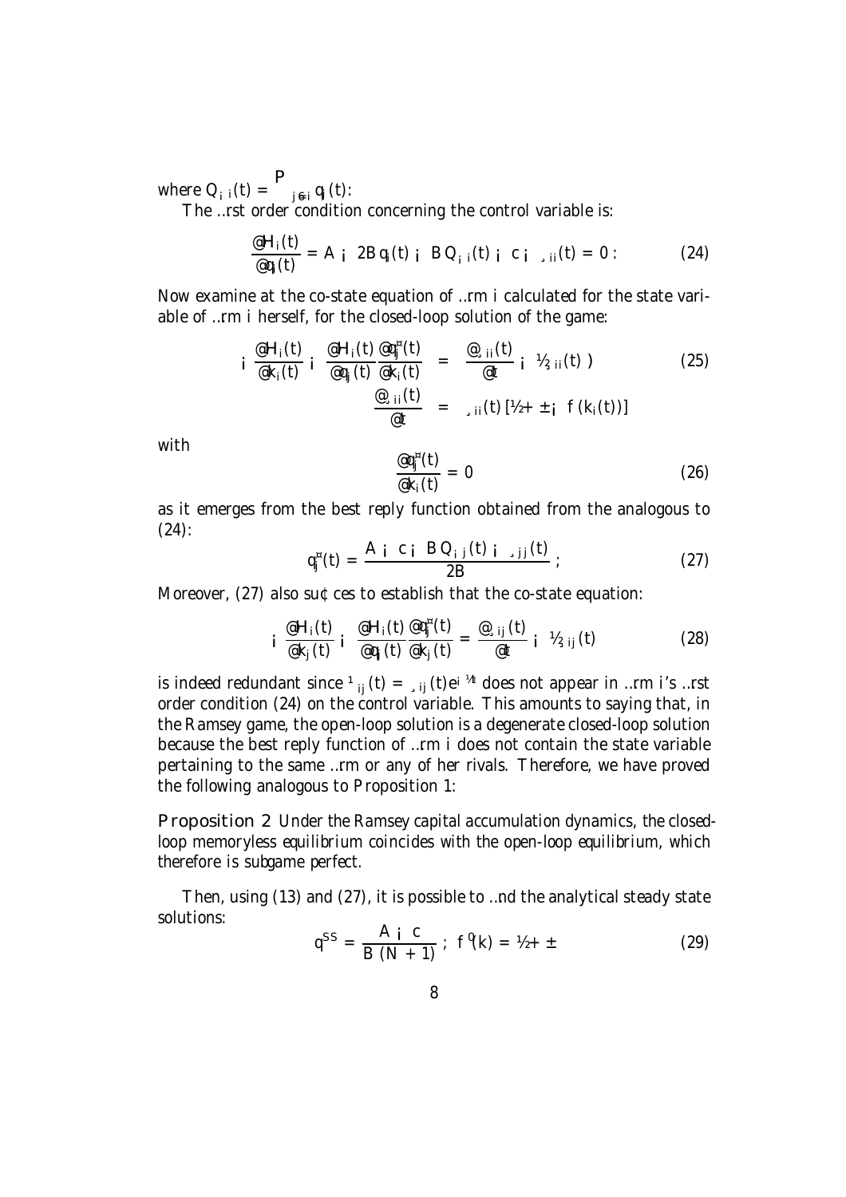where $Q_{-i}(t) = \sum_{j \neq i} q_j(t)$.

The first order condition concerning the control variable is:

$$\frac{\partial H_i(t)}{\partial q_i(t)} = A - 2Bq_i(t) - BQ_{-i}(t) - c - \lambda_{ii}(t) = 0. \tag{24}$$

Now examine at the co-state equation of firm $i$ calculated for the state variable of firm $i$ herself, for the closed-loop solution of the game:

$$-\frac{\partial H_i(t)}{\partial k_i(t)} - \frac{\partial H_i(t)}{\partial q_j(t)}\frac{\partial q_j^*(t)}{\partial k_i(t)} = \frac{\partial \lambda_{ii}(t)}{\partial t} - \rho \lambda_{ii}(t) \Rightarrow \tag{25}$$

$$\frac{\partial \lambda_{ii}(t)}{\partial t} = \lambda_{ii}(t)\left[\rho + \delta - f'(k_i(t))\right]$$

with

$$\frac{\partial q_j^*(t)}{\partial k_i(t)} = 0 \tag{26}$$

as it emerges from the best reply function obtained from the analogous to (24):

$$q_j^*(t) = \frac{A - c - BQ_{-j}(t) - \lambda_{jj}(t)}{2B}; \tag{27}$$

Moreover, (27) also suffices to establish that the co-state equation:

$$-\frac{\partial H_i(t)}{\partial k_j(t)} - \frac{\partial H_i(t)}{\partial q_j(t)}\frac{\partial q_j^*(t)}{\partial k_j(t)} = \frac{\partial \lambda_{ij}(t)}{\partial t} - \rho \lambda_{ij}(t) \tag{28}$$

is indeed redundant since $\mu_{ij}(t) = \lambda_{ij}(t)e^{-\rho t}$ does not appear in firm $i$'s first order condition (24) on the control variable. This amounts to saying that, in the Ramsey game, the open-loop solution is a degenerate closed-loop solution because the best reply function of firm $i$ does not contain the state variable pertaining to the same firm or any of her rivals. Therefore, we have proved the following analogous to Proposition 1:

**Proposition 2** *Under the Ramsey capital accumulation dynamics, the closed-loop memoryless equilibrium coincides with the open-loop equilibrium, which therefore is subgame perfect.*

Then, using (13) and (27), it is possible to find the analytical steady state solutions:

$$q^{SS} = \frac{A - c}{B(N+1)}; \ f'(k) = \rho + \delta \tag{29}$$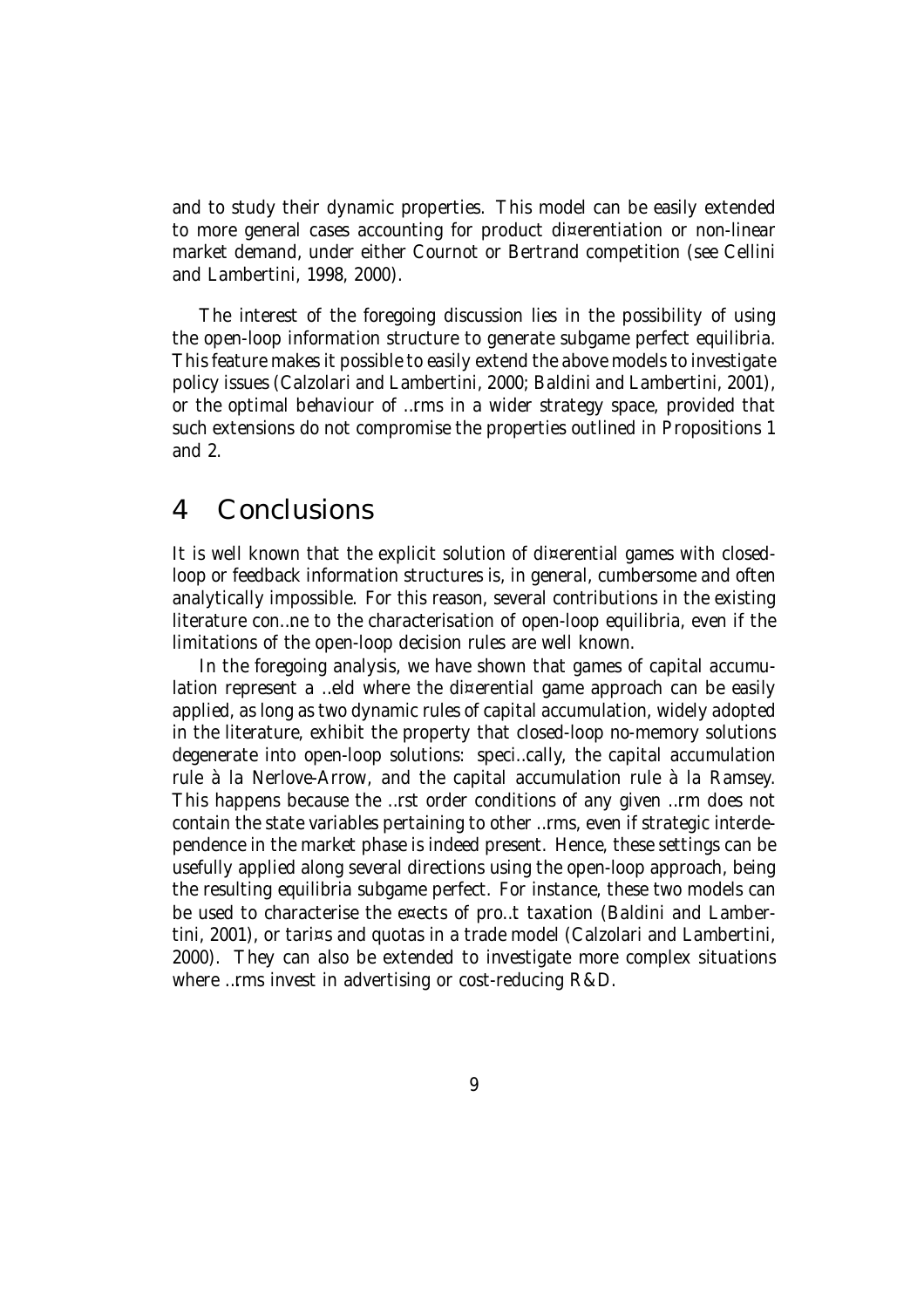and to study their dynamic properties. This model can be easily extended to more general cases accounting for product differentiation or non-linear market demand, under either Cournot or Bertrand competition (see Cellini and Lambertini, 1998, 2000).

The interest of the foregoing discussion lies in the possibility of using the open-loop information structure to generate subgame perfect equilibria. This feature makes it possible to easily extend the above models to investigate policy issues (Calzolari and Lambertini, 2000; Baldini and Lambertini, 2001), or the optimal behaviour of firms in a wider strategy space, provided that such extensions do not compromise the properties outlined in Propositions 1 and 2.

# 4 Conclusions

It is well known that the explicit solution of differential games with closed-loop or feedback information structures is, in general, cumbersome and often analytically impossible. For this reason, several contributions in the existing literature confine to the characterisation of open-loop equilibria, even if the limitations of the open-loop decision rules are well known.

In the foregoing analysis, we have shown that games of capital accumulation represent a field where the differential game approach can be easily applied, as long as two dynamic rules of capital accumulation, widely adopted in the literature, exhibit the property that closed-loop no-memory solutions degenerate into open-loop solutions: specifically, the capital accumulation rule à la Nerlove-Arrow, and the capital accumulation rule à la Ramsey. This happens because the first order conditions of any given firm does not contain the state variables pertaining to other firms, even if strategic interdependence in the market phase is indeed present. Hence, these settings can be usefully applied along several directions using the open-loop approach, being the resulting equilibria subgame perfect. For instance, these two models can be used to characterise the effects of profit taxation (Baldini and Lambertini, 2001), or tariffs and quotas in a trade model (Calzolari and Lambertini, 2000). They can also be extended to investigate more complex situations where firms invest in advertising or cost-reducing R&D.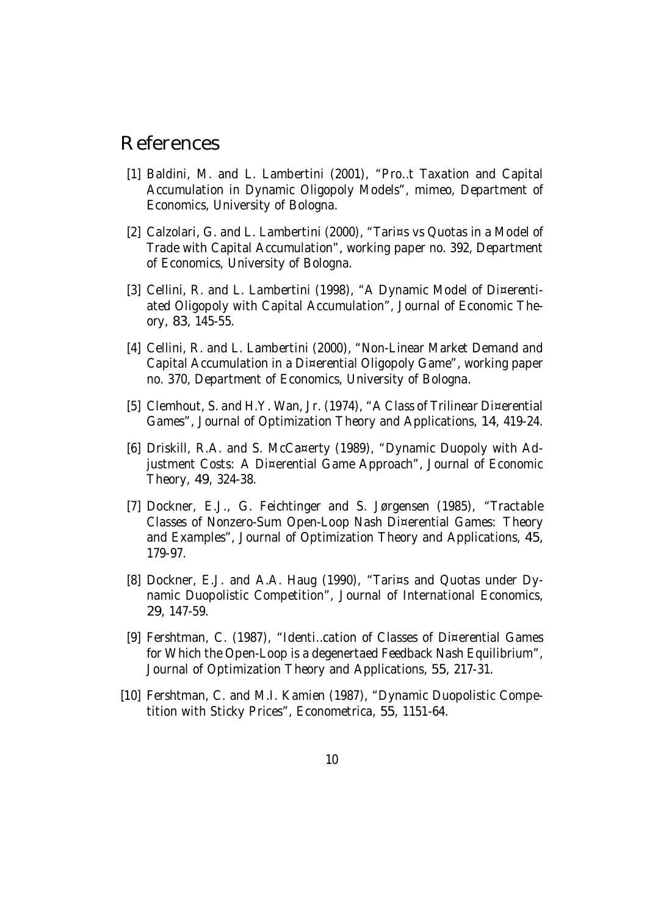# References

[1] Baldini, M. and L. Lambertini (2001), "Pro..t Taxation and Capital Accumulation in Dynamic Oligopoly Models", mimeo, Department of Economics, University of Bologna.

[2] Calzolari, G. and L. Lambertini (2000), "Tari¤s vs Quotas in a Model of Trade with Capital Accumulation", working paper no. 392, Department of Economics, University of Bologna.

[3] Cellini, R. and L. Lambertini (1998), "A Dynamic Model of Di¤erentiated Oligopoly with Capital Accumulation", Journal of Economic Theory, 83, 145-55.

[4] Cellini, R. and L. Lambertini (2000), "Non-Linear Market Demand and Capital Accumulation in a Di¤erential Oligopoly Game", working paper no. 370, Department of Economics, University of Bologna.

[5] Clemhout, S. and H.Y. Wan, Jr. (1974), "A Class of Trilinear Di¤erential Games", Journal of Optimization Theory and Applications, 14, 419-24.

[6] Driskill, R.A. and S. McCa¤erty (1989), "Dynamic Duopoly with Adjustment Costs: A Di¤erential Game Approach", Journal of Economic Theory, 49, 324-38.

[7] Dockner, E.J., G. Feichtinger and S. Jørgensen (1985), "Tractable Classes of Nonzero-Sum Open-Loop Nash Di¤erential Games: Theory and Examples", Journal of Optimization Theory and Applications, 45, 179-97.

[8] Dockner, E.J. and A.A. Haug (1990), "Tari¤s and Quotas under Dynamic Duopolistic Competition", Journal of International Economics, 29, 147-59.

[9] Fershtman, C. (1987), "Identi..cation of Classes of Di¤erential Games for Which the Open-Loop is a degenertaed Feedback Nash Equilibrium", Journal of Optimization Theory and Applications, 55, 217-31.

[10] Fershtman, C. and M.I. Kamien (1987), "Dynamic Duopolistic Competition with Sticky Prices", Econometrica, 55, 1151-64.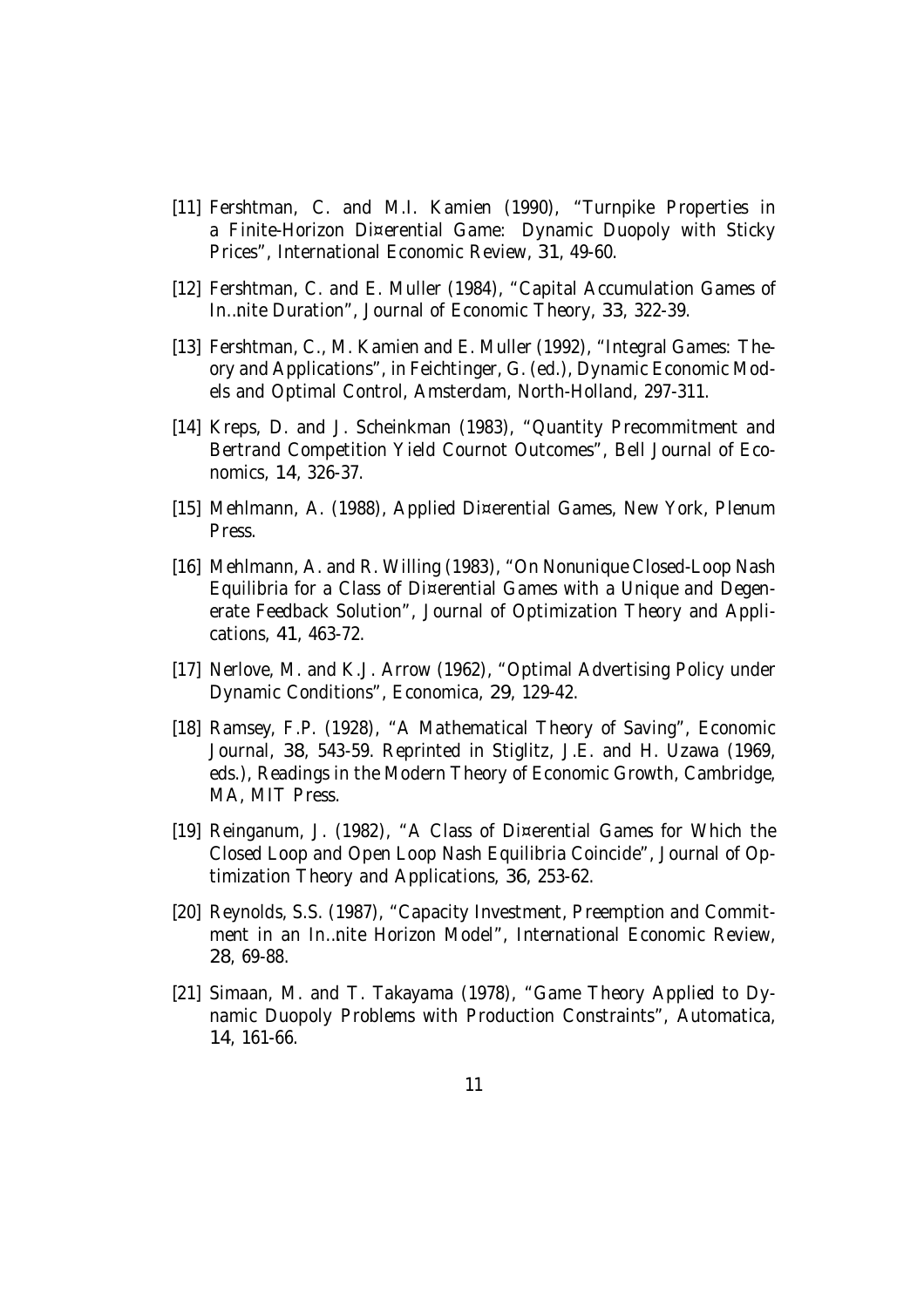[11] Fershtman, C. and M.I. Kamien (1990), "Turnpike Properties in a Finite-Horizon Di¤erential Game: Dynamic Duopoly with Sticky Prices", International Economic Review, **31**, 49-60.

[12] Fershtman, C. and E. Muller (1984), "Capital Accumulation Games of In…nite Duration", Journal of Economic Theory, **33**, 322-39.

[13] Fershtman, C., M. Kamien and E. Muller (1992), "Integral Games: Theory and Applications", in Feichtinger, G. (ed.), Dynamic Economic Models and Optimal Control, Amsterdam, North-Holland, 297-311.

[14] Kreps, D. and J. Scheinkman (1983), "Quantity Precommitment and Bertrand Competition Yield Cournot Outcomes", Bell Journal of Economics, **14**, 326-37.

[15] Mehlmann, A. (1988), Applied Di¤erential Games, New York, Plenum Press.

[16] Mehlmann, A. and R. Willing (1983), "On Nonunique Closed-Loop Nash Equilibria for a Class of Di¤erential Games with a Unique and Degenerate Feedback Solution", Journal of Optimization Theory and Applications, **41**, 463-72.

[17] Nerlove, M. and K.J. Arrow (1962), "Optimal Advertising Policy under Dynamic Conditions", Economica, **29**, 129-42.

[18] Ramsey, F.P. (1928), "A Mathematical Theory of Saving", Economic Journal, **38**, 543-59. Reprinted in Stiglitz, J.E. and H. Uzawa (1969, eds.), Readings in the Modern Theory of Economic Growth, Cambridge, MA, MIT Press.

[19] Reinganum, J. (1982), "A Class of Di¤erential Games for Which the Closed Loop and Open Loop Nash Equilibria Coincide", Journal of Optimization Theory and Applications, **36**, 253-62.

[20] Reynolds, S.S. (1987), "Capacity Investment, Preemption and Commitment in an In…nite Horizon Model", International Economic Review, **28**, 69-88.

[21] Simaan, M. and T. Takayama (1978), "Game Theory Applied to Dynamic Duopoly Problems with Production Constraints", Automatica, **14**, 161-66.